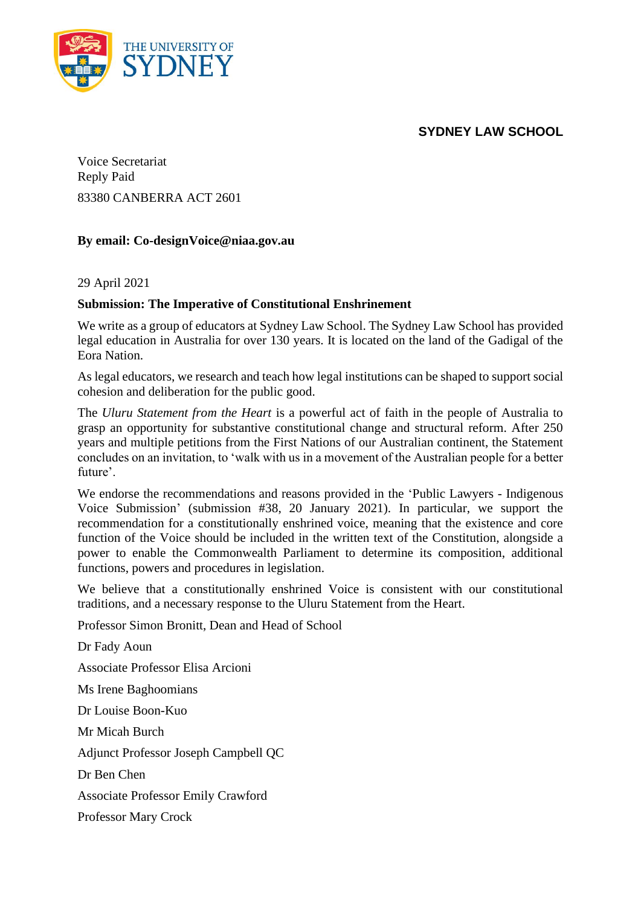THE UNIVERSITY OF SYDNEY

**SYDNEY LAW SCHOOL**

Voice Secretariat
Reply Paid
83380 CANBERRA ACT 2601

**By email: Co-designVoice@niaa.gov.au**

29 April 2021

**Submission: The Imperative of Constitutional Enshrinement**

We write as a group of educators at Sydney Law School. The Sydney Law School has provided legal education in Australia for over 130 years. It is located on the land of the Gadigal of the Eora Nation.

As legal educators, we research and teach how legal institutions can be shaped to support social cohesion and deliberation for the public good.

The *Uluru Statement from the Heart* is a powerful act of faith in the people of Australia to grasp an opportunity for substantive constitutional change and structural reform. After 250 years and multiple petitions from the First Nations of our Australian continent, the Statement concludes on an invitation, to 'walk with us in a movement of the Australian people for a better future'.

We endorse the recommendations and reasons provided in the 'Public Lawyers - Indigenous Voice Submission' (submission #38, 20 January 2021). In particular, we support the recommendation for a constitutionally enshrined voice, meaning that the existence and core function of the Voice should be included in the written text of the Constitution, alongside a power to enable the Commonwealth Parliament to determine its composition, additional functions, powers and procedures in legislation.

We believe that a constitutionally enshrined Voice is consistent with our constitutional traditions, and a necessary response to the Uluru Statement from the Heart.

Professor Simon Bronitt, Dean and Head of School

Dr Fady Aoun

Associate Professor Elisa Arcioni

Ms Irene Baghoomians

Dr Louise Boon-Kuo

Mr Micah Burch

Adjunct Professor Joseph Campbell QC

Dr Ben Chen

Associate Professor Emily Crawford

Professor Mary Crock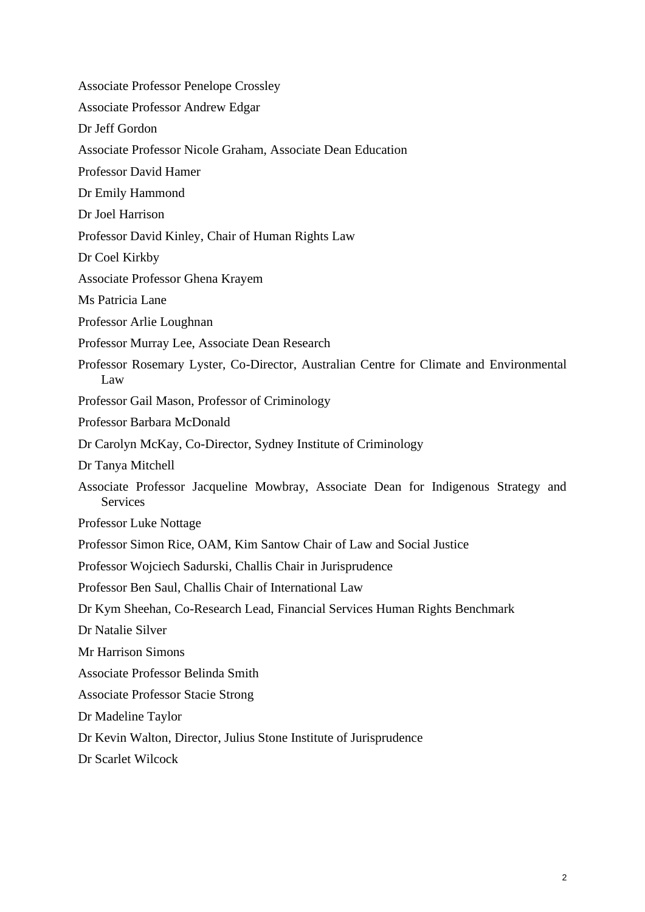Associate Professor Penelope Crossley

Associate Professor Andrew Edgar

Dr Jeff Gordon

Associate Professor Nicole Graham, Associate Dean Education

Professor David Hamer

Dr Emily Hammond

Dr Joel Harrison

Professor David Kinley, Chair of Human Rights Law

Dr Coel Kirkby

Associate Professor Ghena Krayem

Ms Patricia Lane

Professor Arlie Loughnan

Professor Murray Lee, Associate Dean Research

Professor Rosemary Lyster, Co-Director, Australian Centre for Climate and Environmental Law

Professor Gail Mason, Professor of Criminology

Professor Barbara McDonald

Dr Carolyn McKay, Co-Director, Sydney Institute of Criminology

Dr Tanya Mitchell

Associate Professor Jacqueline Mowbray, Associate Dean for Indigenous Strategy and Services

Professor Luke Nottage

Professor Simon Rice, OAM, Kim Santow Chair of Law and Social Justice

Professor Wojciech Sadurski, Challis Chair in Jurisprudence

Professor Ben Saul, Challis Chair of International Law

Dr Kym Sheehan, Co-Research Lead, Financial Services Human Rights Benchmark

Dr Natalie Silver

Mr Harrison Simons

Associate Professor Belinda Smith

Associate Professor Stacie Strong

Dr Madeline Taylor

Dr Kevin Walton, Director, Julius Stone Institute of Jurisprudence

Dr Scarlet Wilcock